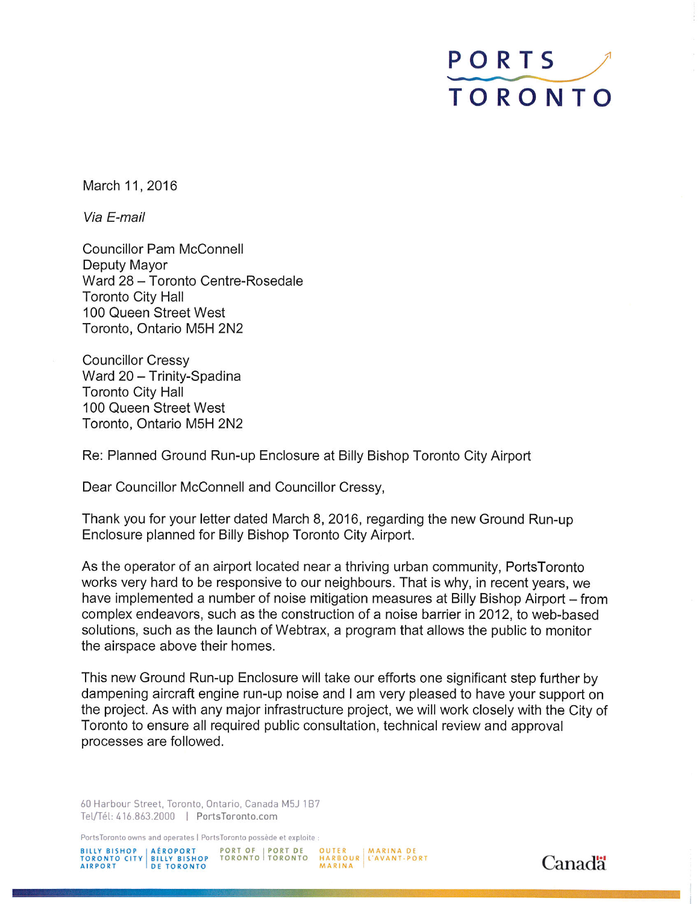PORTS TORONTO

March 11, 2016

*Via E-mail*

Councillor Pam McConnell
Deputy Mayor
Ward 28 – Toronto Centre-Rosedale
Toronto City Hall
100 Queen Street West
Toronto, Ontario M5H 2N2

Councillor Cressy
Ward 20 – Trinity-Spadina
Toronto City Hall
100 Queen Street West
Toronto, Ontario M5H 2N2

Re: Planned Ground Run-up Enclosure at Billy Bishop Toronto City Airport

Dear Councillor McConnell and Councillor Cressy,

Thank you for your letter dated March 8, 2016, regarding the new Ground Run-up Enclosure planned for Billy Bishop Toronto City Airport.

As the operator of an airport located near a thriving urban community, PortsToronto works very hard to be responsive to our neighbours. That is why, in recent years, we have implemented a number of noise mitigation measures at Billy Bishop Airport – from complex endeavors, such as the construction of a noise barrier in 2012, to web-based solutions, such as the launch of Webtrax, a program that allows the public to monitor the airspace above their homes.

This new Ground Run-up Enclosure will take our efforts one significant step further by dampening aircraft engine run-up noise and I am very pleased to have your support on the project. As with any major infrastructure project, we will work closely with the City of Toronto to ensure all required public consultation, technical review and approval processes are followed.

60 Harbour Street, Toronto, Ontario, Canada M5J 1B7
Tel/Tél: 416.863.2000 | PortsToronto.com

PortsToronto owns and operates | PortsToronto possède et exploite :

BILLY BISHOP TORONTO CITY AIRPORT | AÉROPORT BILLY BISHOP DE TORONTO | PORT OF TORONTO | PORT DE TORONTO | OUTER HARBOUR MARINA | MARINA DE L'AVANT-PORT

Canada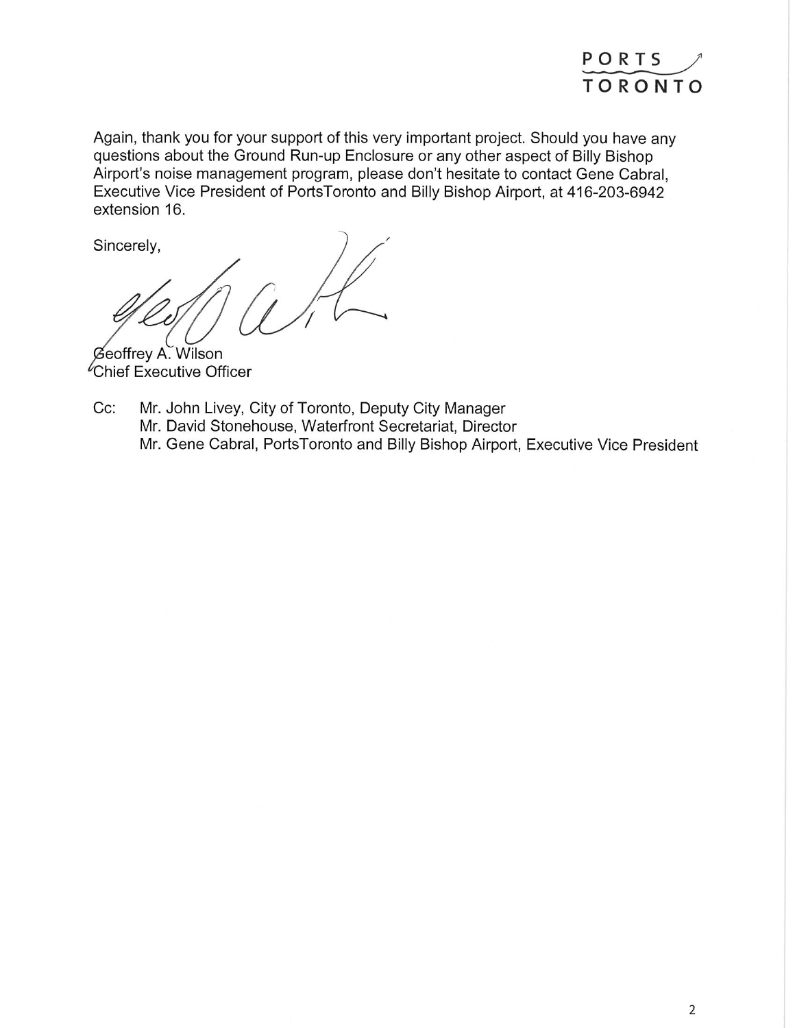Again, thank you for your support of this very important project. Should you have any questions about the Ground Run-up Enclosure or any other aspect of Billy Bishop Airport's noise management program, please don't hesitate to contact Gene Cabral, Executive Vice President of PortsToronto and Billy Bishop Airport, at 416-203-6942 extension 16.

Sincerely,

Geoffrey A. Wilson
Chief Executive Officer

Cc: Mr. John Livey, City of Toronto, Deputy City Manager
Mr. David Stonehouse, Waterfront Secretariat, Director
Mr. Gene Cabral, PortsToronto and Billy Bishop Airport, Executive Vice President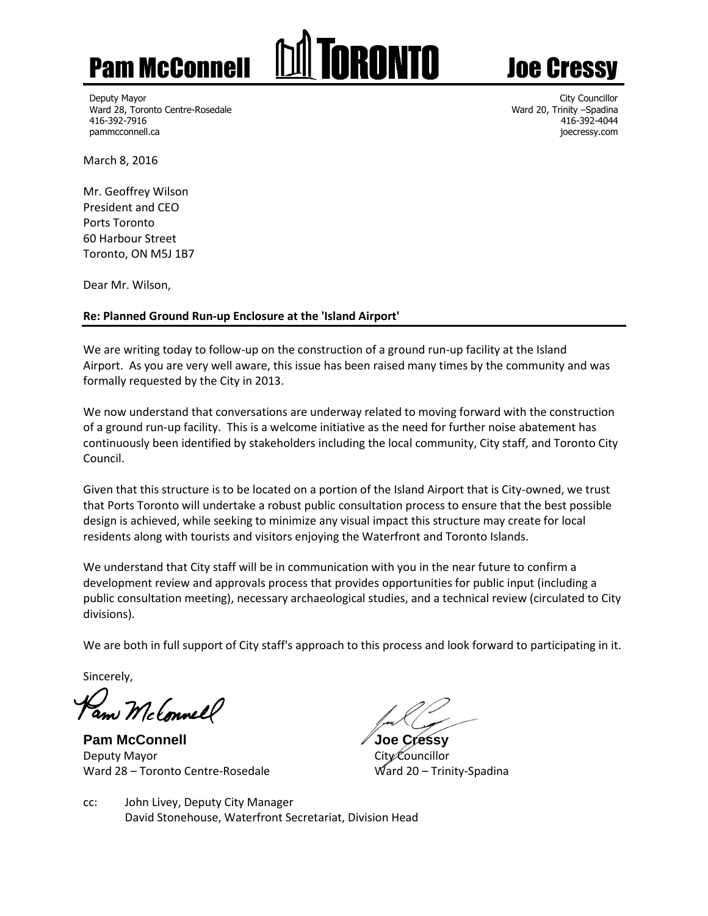**Pam McConnell** TORONTO **Joe Cressy**

Deputy Mayor
Ward 28, Toronto Centre-Rosedale
416-392-7916
pammcconnell.ca

City Councillor
Ward 20, Trinity –Spadina
416-392-4044
joecressy.com

March 8, 2016

Mr. Geoffrey Wilson
President and CEO
Ports Toronto
60 Harbour Street
Toronto, ON M5J 1B7

Dear Mr. Wilson,

**Re: Planned Ground Run-up Enclosure at the 'Island Airport'**

We are writing today to follow-up on the construction of a ground run-up facility at the Island Airport. As you are very well aware, this issue has been raised many times by the community and was formally requested by the City in 2013.

We now understand that conversations are underway related to moving forward with the construction of a ground run-up facility. This is a welcome initiative as the need for further noise abatement has continuously been identified by stakeholders including the local community, City staff, and Toronto City Council.

Given that this structure is to be located on a portion of the Island Airport that is City-owned, we trust that Ports Toronto will undertake a robust public consultation process to ensure that the best possible design is achieved, while seeking to minimize any visual impact this structure may create for local residents along with tourists and visitors enjoying the Waterfront and Toronto Islands.

We understand that City staff will be in communication with you in the near future to confirm a development review and approvals process that provides opportunities for public input (including a public consultation meeting), necessary archaeological studies, and a technical review (circulated to City divisions).

We are both in full support of City staff's approach to this process and look forward to participating in it.

Sincerely,

**Pam McConnell**
Deputy Mayor
Ward 28 – Toronto Centre-Rosedale

**Joe Cressy**
City Councillor
Ward 20 – Trinity-Spadina

cc: John Livey, Deputy City Manager
David Stonehouse, Waterfront Secretariat, Division Head